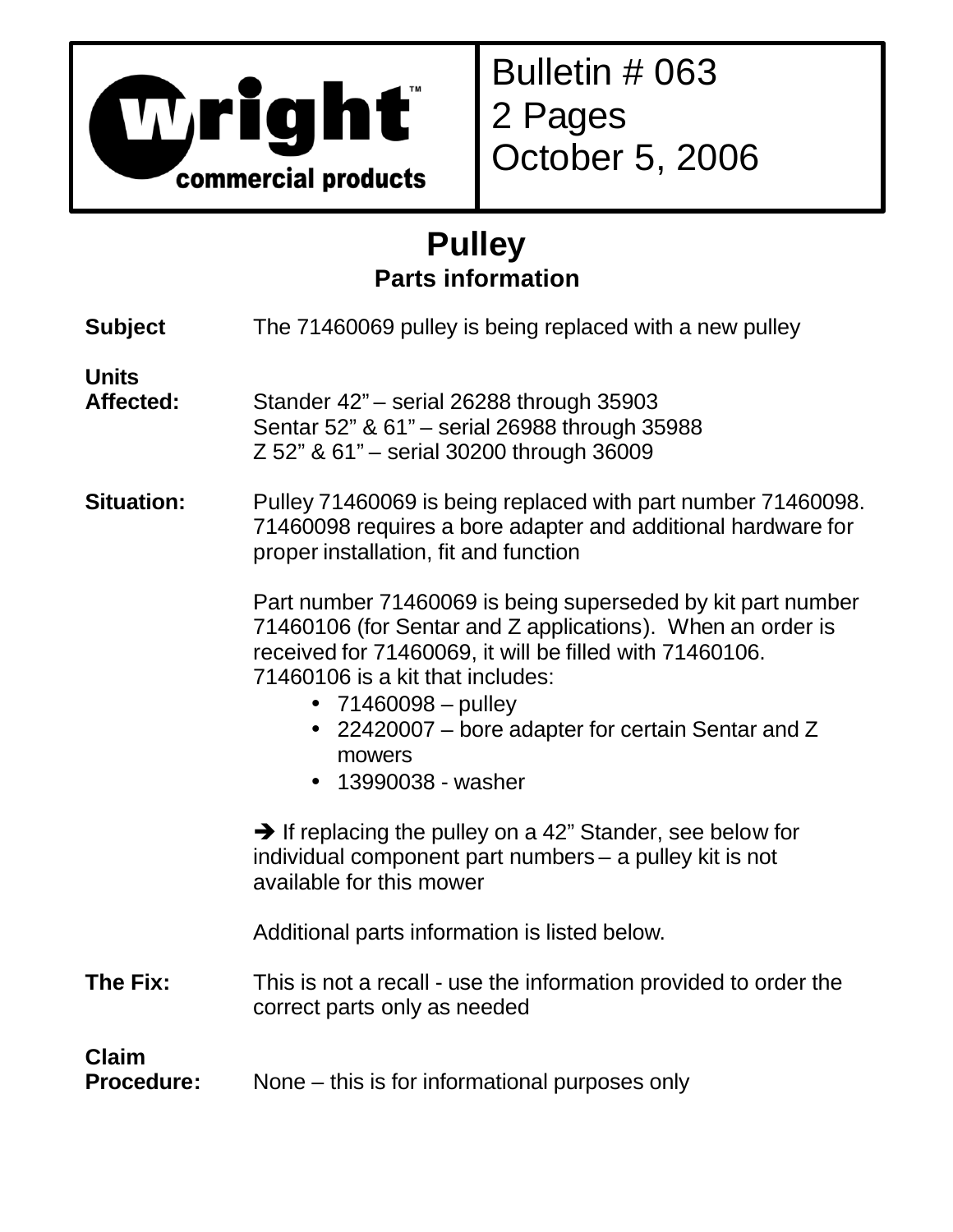**wright™ commercial products**

Bulletin # 063
2 Pages
October 5, 2006

# Pulley

## Parts information

**Subject** The 71460069 pulley is being replaced with a new pulley

**Units Affected:**
Stander 42" – serial 26288 through 35903
Sentar 52" & 61" – serial 26988 through 35988
Z 52" & 61" – serial 30200 through 36009

**Situation:** Pulley 71460069 is being replaced with part number 71460098. 71460098 requires a bore adapter and additional hardware for proper installation, fit and function

Part number 71460069 is being superseded by kit part number 71460106 (for Sentar and Z applications). When an order is received for 71460069, it will be filled with 71460106. 71460106 is a kit that includes:

- 71460098 – pulley
- 22420007 – bore adapter for certain Sentar and Z mowers
- 13990038 - washer

➔ If replacing the pulley on a 42" Stander, see below for individual component part numbers – a pulley kit is not available for this mower

Additional parts information is listed below.

**The Fix:** This is not a recall - use the information provided to order the correct parts only as needed

**Claim Procedure:** None – this is for informational purposes only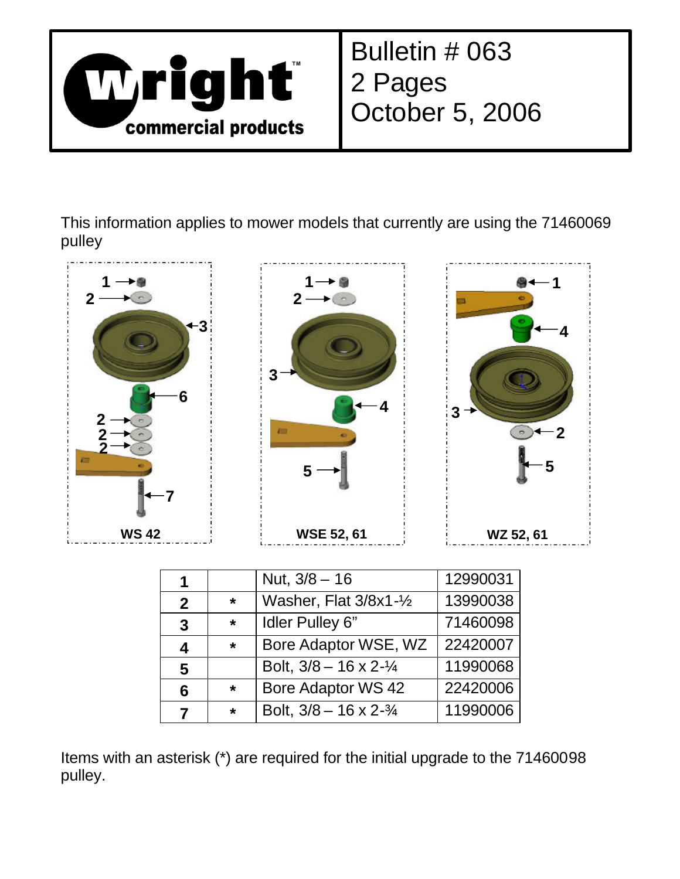Wright commercial products

Bulletin # 063
2 Pages
October 5, 2006

This information applies to mower models that currently are using the 71460069 pulley

WS 42

WSE 52, 61

WZ 52, 61

| | | | |
|---|---|---|---|
| 1 | | Nut, 3/8 – 16 | 12990031 |
| 2 | * | Washer, Flat 3/8x1-½ | 13990038 |
| 3 | * | Idler Pulley 6" | 71460098 |
| 4 | * | Bore Adaptor WSE, WZ | 22420007 |
| 5 | | Bolt, 3/8 – 16 x 2-¼ | 11990068 |
| 6 | * | Bore Adaptor WS 42 | 22420006 |
| 7 | * | Bolt, 3/8 – 16 x 2-¾ | 11990006 |

Items with an asterisk (*) are required for the initial upgrade to the 71460098 pulley.